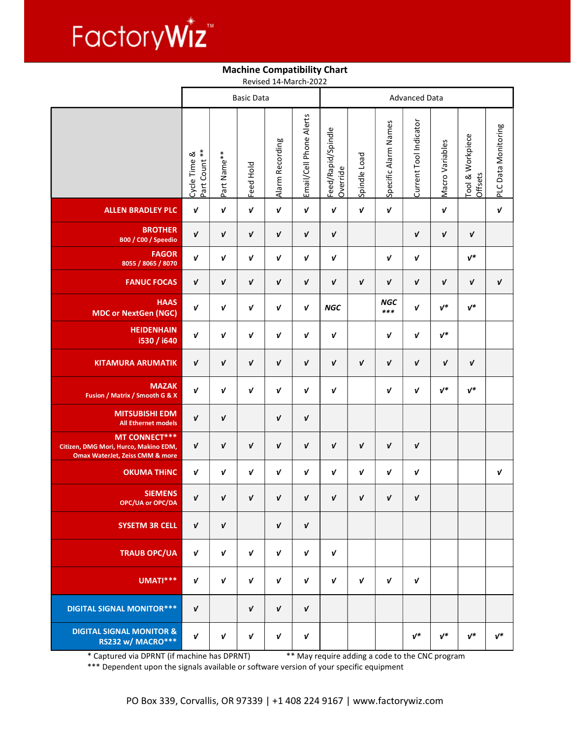# FactoryWiz™

## Machine Compatibility Chart

Revised 14-March-2022

| | Basic Data | | | | | Advanced Data | | | | | | |
|---|---|---|---|---|---|---|---|---|---|---|---|---|
| | Cycle Time & Part Count ** | Part Name** | Feed Hold | Alarm Recording | Email/Cell Phone Alerts | Feed/Rapid/Spindle Override | Spindle Load | Specific Alarm Names | Current Tool Indicator | Macro Variables | Tool & Workpiece Offsets | PLC Data Monitoring |
| **ALLEN BRADLEY PLC** | √ | √ | √ | √ | √ | √ | √ | √ | | √ | | √ |
| **BROTHER** B00 / C00 / Speedio | √ | √ | √ | √ | √ | √ | | | √ | √ | √ | |
| **FAGOR** 8055 / 8065 / 8070 | √ | √ | √ | √ | √ | √ | | √ | √ | | √* | |
| **FANUC FOCAS** | √ | √ | √ | √ | √ | √ | √ | √ | √ | √ | √ | √ |
| **HAAS** MDC or NextGen (NGC) | √ | √ | √ | √ | √ | NGC | | NGC *** | √ | √* | √* | |
| **HEIDENHAIN** i530 / i640 | √ | √ | √ | √ | √ | √ | | √ | √ | √* | | |
| **KITAMURA ARUMATIK** | √ | √ | √ | √ | √ | √ | √ | √ | √ | √ | √ | |
| **MAZAK** Fusion / Matrix / Smooth G & X | √ | √ | √ | √ | √ | √ | | √ | √ | √* | √* | |
| **MITSUBISHI EDM** All Ethernet models | √ | √ | | √ | √ | | | | | | | |
| **MT CONNECT***** Citizen, DMG Mori, Hurco, Makino EDM, Omax WaterJet, Zeiss CMM & more | √ | √ | √ | √ | √ | √ | √ | √ | √ | | | |
| **OKUMA THiNC** | √ | √ | √ | √ | √ | √ | √ | √ | √ | | | √ |
| **SIEMENS** OPC/UA or OPC/DA | √ | √ | √ | √ | √ | √ | √ | √ | √ | | | |
| **SYSETM 3R CELL** | √ | √ | | √ | √ | | | | | | | |
| **TRAUB OPC/UA** | √ | √ | √ | √ | √ | √ | | | | | | |
| **UMATI***** | √ | √ | √ | √ | √ | √ | √ | √ | √ | | | |
| **DIGITAL SIGNAL MONITOR***** | √ | | √ | √ | √ | | | | | | | |
| **DIGITAL SIGNAL MONITOR & RS232 w/ MACRO***** | √ | √ | √ | √ | √ | | | | √* | √* | √* | √* |

\* Captured via DPRNT (if machine has DPRNT) ** May require adding a code to the CNC program

*** Dependent upon the signals available or software version of your specific equipment

PO Box 339, Corvallis, OR 97339 | +1 408 224 9167 | www.factorywiz.com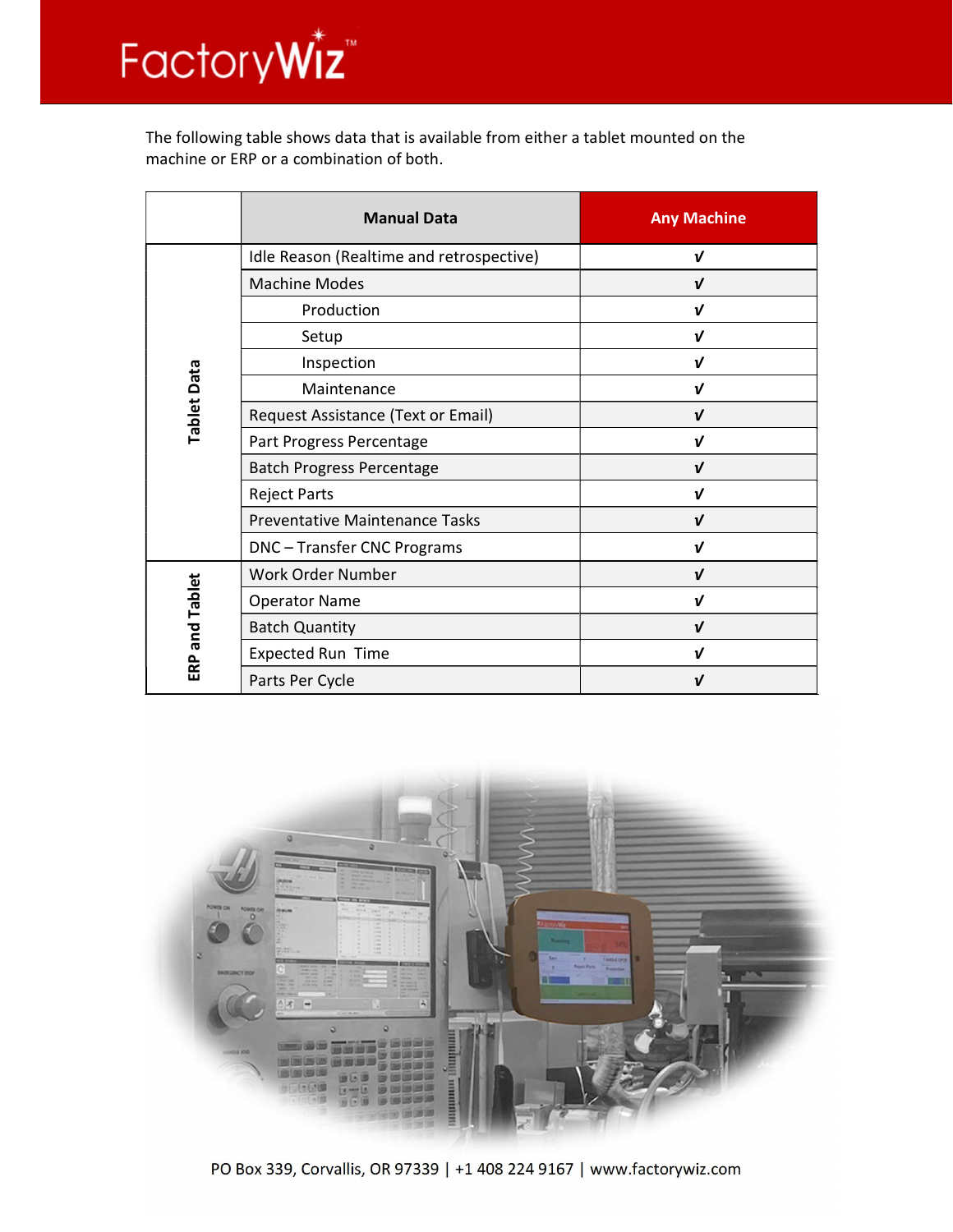The following table shows data that is available from either a tablet mounted on the machine or ERP or a combination of both.

| | Manual Data | Any Machine |
|---|---|---|
| Tablet Data | Idle Reason (Realtime and retrospective) | √ |
| | Machine Modes | √ |
| | Production | √ |
| | Setup | √ |
| | Inspection | √ |
| | Maintenance | √ |
| | Request Assistance (Text or Email) | √ |
| | Part Progress Percentage | √ |
| | Batch Progress Percentage | √ |
| | Reject Parts | √ |
| | Preventative Maintenance Tasks | √ |
| | DNC – Transfer CNC Programs | √ |
| ERP and Tablet | Work Order Number | √ |
| | Operator Name | √ |
| | Batch Quantity | √ |
| | Expected Run Time | √ |
| | Parts Per Cycle | √ |

PO Box 339, Corvallis, OR 97339 | +1 408 224 9167 | www.factorywiz.com